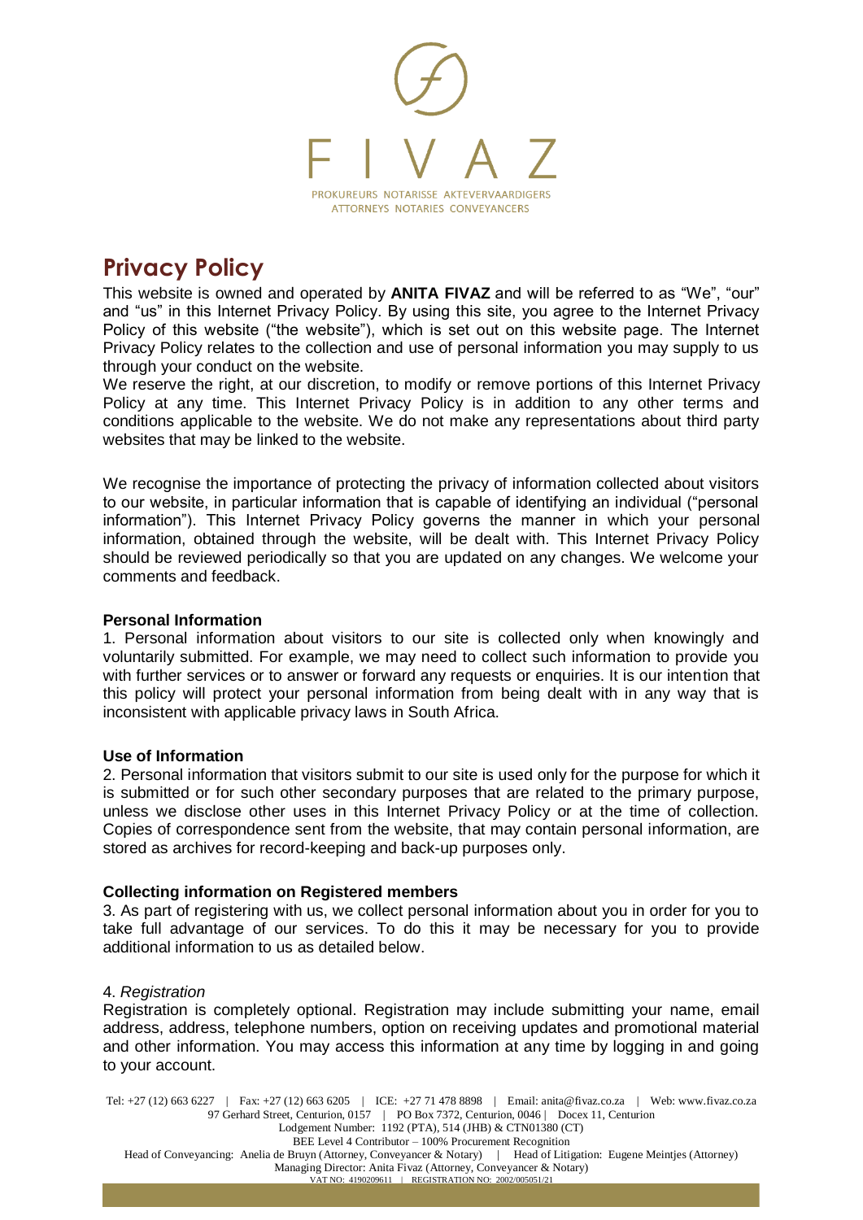FIVAZ

PROKUREURS NOTARISSE AKTEVERVAARDIGERS
ATTORNEYS NOTARIES CONVEYANCERS

# Privacy Policy

This website is owned and operated by **ANITA FIVAZ** and will be referred to as "We", "our" and "us" in this Internet Privacy Policy. By using this site, you agree to the Internet Privacy Policy of this website ("the website"), which is set out on this website page. The Internet Privacy Policy relates to the collection and use of personal information you may supply to us through your conduct on the website.

We reserve the right, at our discretion, to modify or remove portions of this Internet Privacy Policy at any time. This Internet Privacy Policy is in addition to any other terms and conditions applicable to the website. We do not make any representations about third party websites that may be linked to the website.

We recognise the importance of protecting the privacy of information collected about visitors to our website, in particular information that is capable of identifying an individual ("personal information"). This Internet Privacy Policy governs the manner in which your personal information, obtained through the website, will be dealt with. This Internet Privacy Policy should be reviewed periodically so that you are updated on any changes. We welcome your comments and feedback.

**Personal Information**

1. Personal information about visitors to our site is collected only when knowingly and voluntarily submitted. For example, we may need to collect such information to provide you with further services or to answer or forward any requests or enquiries. It is our intention that this policy will protect your personal information from being dealt with in any way that is inconsistent with applicable privacy laws in South Africa.

**Use of Information**

2. Personal information that visitors submit to our site is used only for the purpose for which it is submitted or for such other secondary purposes that are related to the primary purpose, unless we disclose other uses in this Internet Privacy Policy or at the time of collection. Copies of correspondence sent from the website, that may contain personal information, are stored as archives for record-keeping and back-up purposes only.

**Collecting information on Registered members**

3. As part of registering with us, we collect personal information about you in order for you to take full advantage of our services. To do this it may be necessary for you to provide additional information to us as detailed below.

4. *Registration*

Registration is completely optional. Registration may include submitting your name, email address, address, telephone numbers, option on receiving updates and promotional material and other information. You may access this information at any time by logging in and going to your account.

Tel: +27 (12) 663 6227 | Fax: +27 (12) 663 6205 | ICE: +27 71 478 8898 | Email: anita@fivaz.co.za | Web: www.fivaz.co.za
97 Gerhard Street, Centurion, 0157 | PO Box 7372, Centurion, 0046 | Docex 11, Centurion
Lodgement Number: 1192 (PTA), 514 (JHB) & CTN01380 (CT)
BEE Level 4 Contributor – 100% Procurement Recognition
Head of Conveyancing: Anelia de Bruyn (Attorney, Conveyancer & Notary) | Head of Litigation: Eugene Meintjes (Attorney)
Managing Director: Anita Fivaz (Attorney, Conveyancer & Notary)
VAT NO: 4190209611 | REGISTRATION NO: 2002/005051/21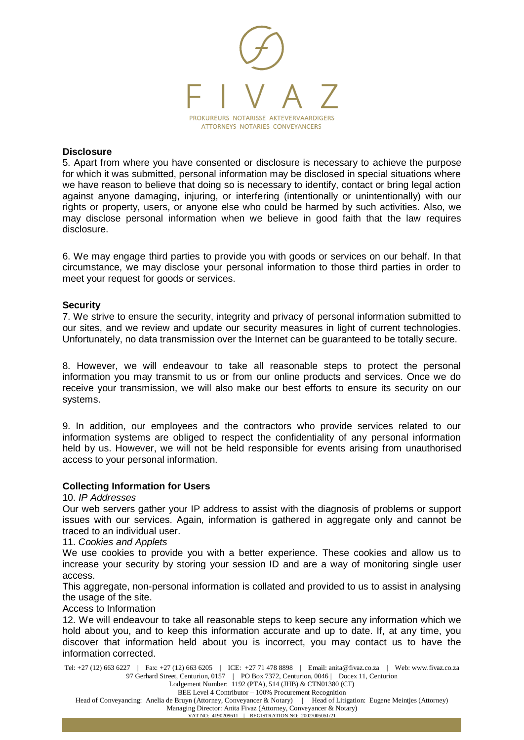### Disclosure

5. Apart from where you have consented or disclosure is necessary to achieve the purpose for which it was submitted, personal information may be disclosed in special situations where we have reason to believe that doing so is necessary to identify, contact or bring legal action against anyone damaging, injuring, or interfering (intentionally or unintentionally) with our rights or property, users, or anyone else who could be harmed by such activities. Also, we may disclose personal information when we believe in good faith that the law requires disclosure.

6. We may engage third parties to provide you with goods or services on our behalf. In that circumstance, we may disclose your personal information to those third parties in order to meet your request for goods or services.

### Security

7. We strive to ensure the security, integrity and privacy of personal information submitted to our sites, and we review and update our security measures in light of current technologies. Unfortunately, no data transmission over the Internet can be guaranteed to be totally secure.

8. However, we will endeavour to take all reasonable steps to protect the personal information you may transmit to us or from our online products and services. Once we do receive your transmission, we will also make our best efforts to ensure its security on our systems.

9. In addition, our employees and the contractors who provide services related to our information systems are obliged to respect the confidentiality of any personal information held by us. However, we will not be held responsible for events arising from unauthorised access to your personal information.

### Collecting Information for Users

10. *IP Addresses*

Our web servers gather your IP address to assist with the diagnosis of problems or support issues with our services. Again, information is gathered in aggregate only and cannot be traced to an individual user.

11. *Cookies and Applets*

We use cookies to provide you with a better experience. These cookies and allow us to increase your security by storing your session ID and are a way of monitoring single user access.

This aggregate, non-personal information is collated and provided to us to assist in analysing the usage of the site.

Access to Information

12. We will endeavour to take all reasonable steps to keep secure any information which we hold about you, and to keep this information accurate and up to date. If, at any time, you discover that information held about you is incorrect, you may contact us to have the information corrected.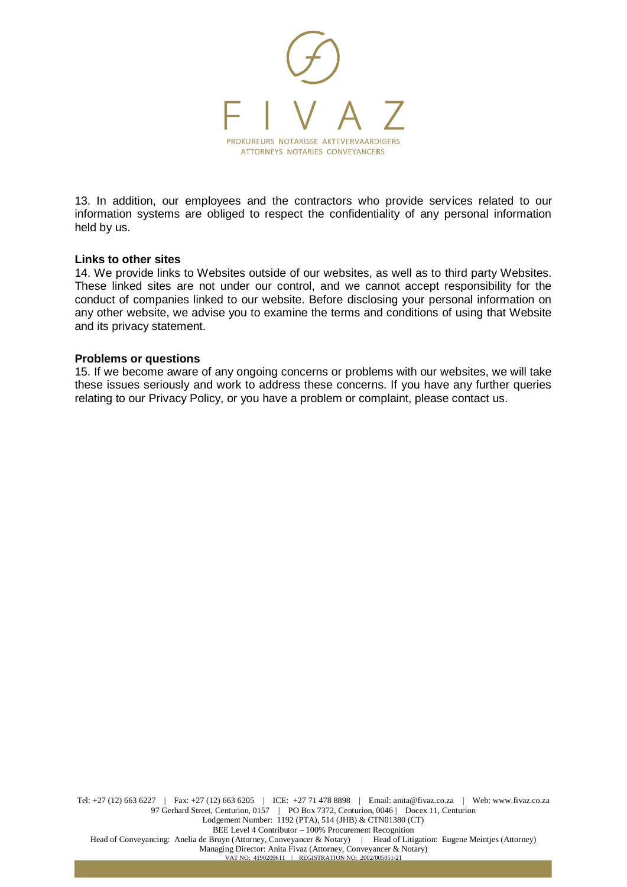13. In addition, our employees and the contractors who provide services related to our information systems are obliged to respect the confidentiality of any personal information held by us.

**Links to other sites**

14. We provide links to Websites outside of our websites, as well as to third party Websites. These linked sites are not under our control, and we cannot accept responsibility for the conduct of companies linked to our website. Before disclosing your personal information on any other website, we advise you to examine the terms and conditions of using that Website and its privacy statement.

**Problems or questions**

15. If we become aware of any ongoing concerns or problems with our websites, we will take these issues seriously and work to address these concerns. If you have any further queries relating to our Privacy Policy, or you have a problem or complaint, please contact us.